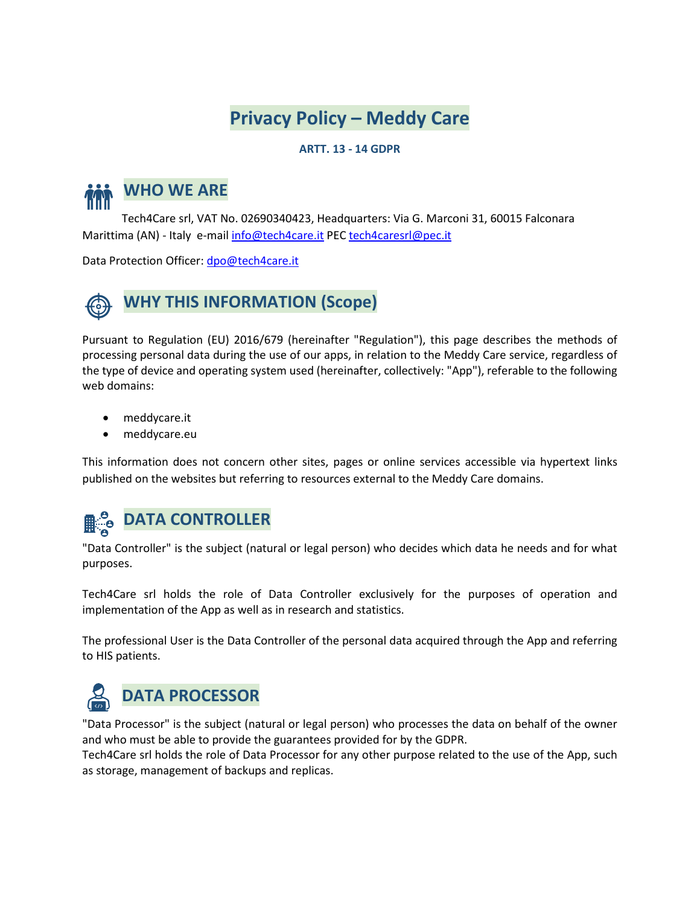# Privacy Policy – Meddy Care

**ARTT. 13 - 14 GDPR**

## WHO WE ARE

Tech4Care srl, VAT No. 02690340423, Headquarters: Via G. Marconi 31, 60015 Falconara Marittima (AN) - Italy e-mail info@tech4care.it PEC tech4caresrl@pec.it

Data Protection Officer: dpo@tech4care.it

## WHY THIS INFORMATION (Scope)

Pursuant to Regulation (EU) 2016/679 (hereinafter "Regulation"), this page describes the methods of processing personal data during the use of our apps, in relation to the Meddy Care service, regardless of the type of device and operating system used (hereinafter, collectively: "App"), referable to the following web domains:

- meddycare.it
- meddycare.eu

This information does not concern other sites, pages or online services accessible via hypertext links published on the websites but referring to resources external to the Meddy Care domains.

## DATA CONTROLLER

"Data Controller" is the subject (natural or legal person) who decides which data he needs and for what purposes.

Tech4Care srl holds the role of Data Controller exclusively for the purposes of operation and implementation of the App as well as in research and statistics.

The professional User is the Data Controller of the personal data acquired through the App and referring to HIS patients.

## DATA PROCESSOR

"Data Processor" is the subject (natural or legal person) who processes the data on behalf of the owner and who must be able to provide the guarantees provided for by the GDPR.
Tech4Care srl holds the role of Data Processor for any other purpose related to the use of the App, such as storage, management of backups and replicas.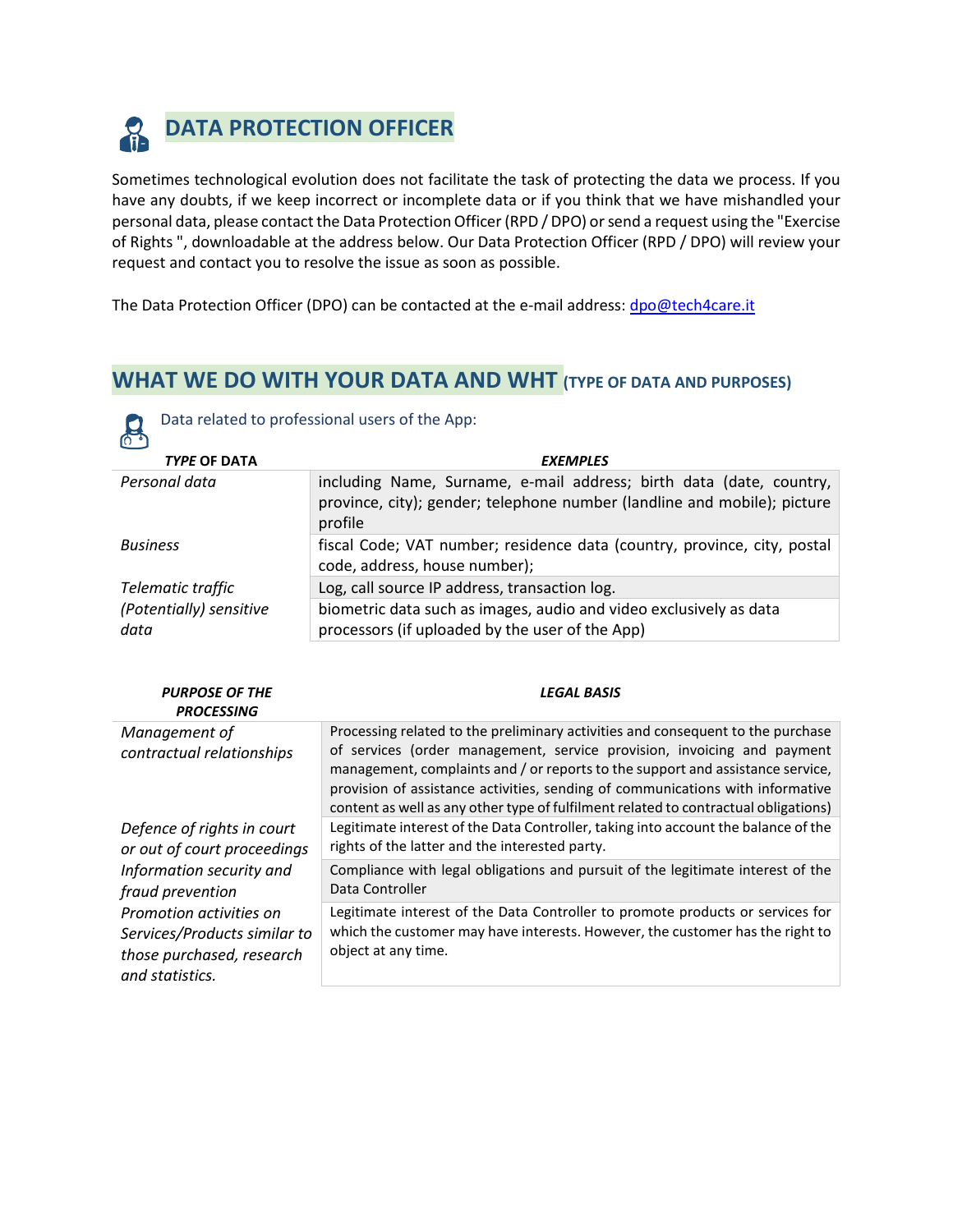## DATA PROTECTION OFFICER

Sometimes technological evolution does not facilitate the task of protecting the data we process. If you have any doubts, if we keep incorrect or incomplete data or if you think that we have mishandled your personal data, please contact the Data Protection Officer (RPD / DPO) or send a request using the "Exercise of Rights ", downloadable at the address below. Our Data Protection Officer (RPD / DPO) will review your request and contact you to resolve the issue as soon as possible.

The Data Protection Officer (DPO) can be contacted at the e-mail address: dpo@tech4care.it

## WHAT WE DO WITH YOUR DATA AND WHT (TYPE OF DATA AND PURPOSES)

Data related to professional users of the App:

| *TYPE* **OF DATA** | *EXEMPLES* |
|---|---|
| *Personal data* | including Name, Surname, e-mail address; birth data (date, country, province, city); gender; telephone number (landline and mobile); picture profile |
| *Business* | fiscal Code; VAT number; residence data (country, province, city, postal code, address, house number); |
| *Telematic traffic* | Log, call source IP address, transaction log. |
| *(Potentially) sensitive data* | biometric data such as images, audio and video exclusively as data processors (if uploaded by the user of the App) |

| *PURPOSE OF THE PROCESSING* | *LEGAL BASIS* |
|---|---|
| *Management of contractual relationships* | Processing related to the preliminary activities and consequent to the purchase of services (order management, service provision, invoicing and payment management, complaints and / or reports to the support and assistance service, provision of assistance activities, sending of communications with informative content as well as any other type of fulfilment related to contractual obligations) |
| *Defence of rights in court or out of court proceedings* | Legitimate interest of the Data Controller, taking into account the balance of the rights of the latter and the interested party. |
| *Information security and fraud prevention* | Compliance with legal obligations and pursuit of the legitimate interest of the Data Controller |
| *Promotion activities on Services/Products similar to those purchased, research and statistics.* | Legitimate interest of the Data Controller to promote products or services for which the customer may have interests. However, the customer has the right to object at any time. |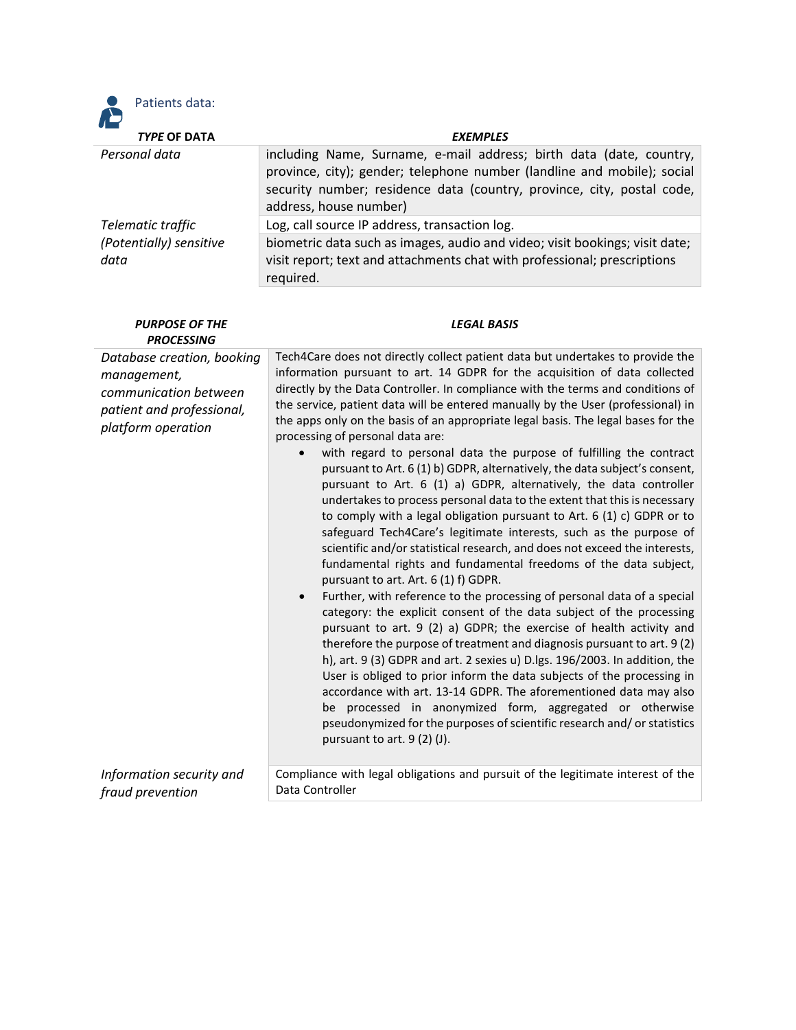Patients data:

| ***TYPE* OF DATA** | ***EXEMPLES*** |
|---|---|
| *Personal data* | including Name, Surname, e-mail address; birth data (date, country, province, city); gender; telephone number (landline and mobile); social security number; residence data (country, province, city, postal code, address, house number) |
| *Telematic traffic* | Log, call source IP address, transaction log. |
| *(Potentially) sensitive data* | biometric data such as images, audio and video; visit bookings; visit date; visit report; text and attachments chat with professional; prescriptions required. |

| ***PURPOSE OF THE PROCESSING*** | ***LEGAL BASIS*** |
|---|---|
| *Database creation, booking management, communication between patient and professional, platform operation* | Tech4Care does not directly collect patient data but undertakes to provide the information pursuant to art. 14 GDPR for the acquisition of data collected directly by the Data Controller. In compliance with the terms and conditions of the service, patient data will be entered manually by the User (professional) in the apps only on the basis of an appropriate legal basis. The legal bases for the processing of personal data are:<br>• with regard to personal data the purpose of fulfilling the contract pursuant to Art. 6 (1) b) GDPR, alternatively, the data subject's consent, pursuant to Art. 6 (1) a) GDPR, alternatively, the data controller undertakes to process personal data to the extent that this is necessary to comply with a legal obligation pursuant to Art. 6 (1) c) GDPR or to safeguard Tech4Care's legitimate interests, such as the purpose of scientific and/or statistical research, and does not exceed the interests, fundamental rights and fundamental freedoms of the data subject, pursuant to art. Art. 6 (1) f) GDPR.<br>• Further, with reference to the processing of personal data of a special category: the explicit consent of the data subject of the processing pursuant to art. 9 (2) a) GDPR; the exercise of health activity and therefore the purpose of treatment and diagnosis pursuant to art. 9 (2) h), art. 9 (3) GDPR and art. 2 sexies u) D.lgs. 196/2003. In addition, the User is obliged to prior inform the data subjects of the processing in accordance with art. 13-14 GDPR. The aforementioned data may also be processed in anonymized form, aggregated or otherwise pseudonymized for the purposes of scientific research and/ or statistics pursuant to art. 9 (2) (J). |
| *Information security and fraud prevention* | Compliance with legal obligations and pursuit of the legitimate interest of the Data Controller |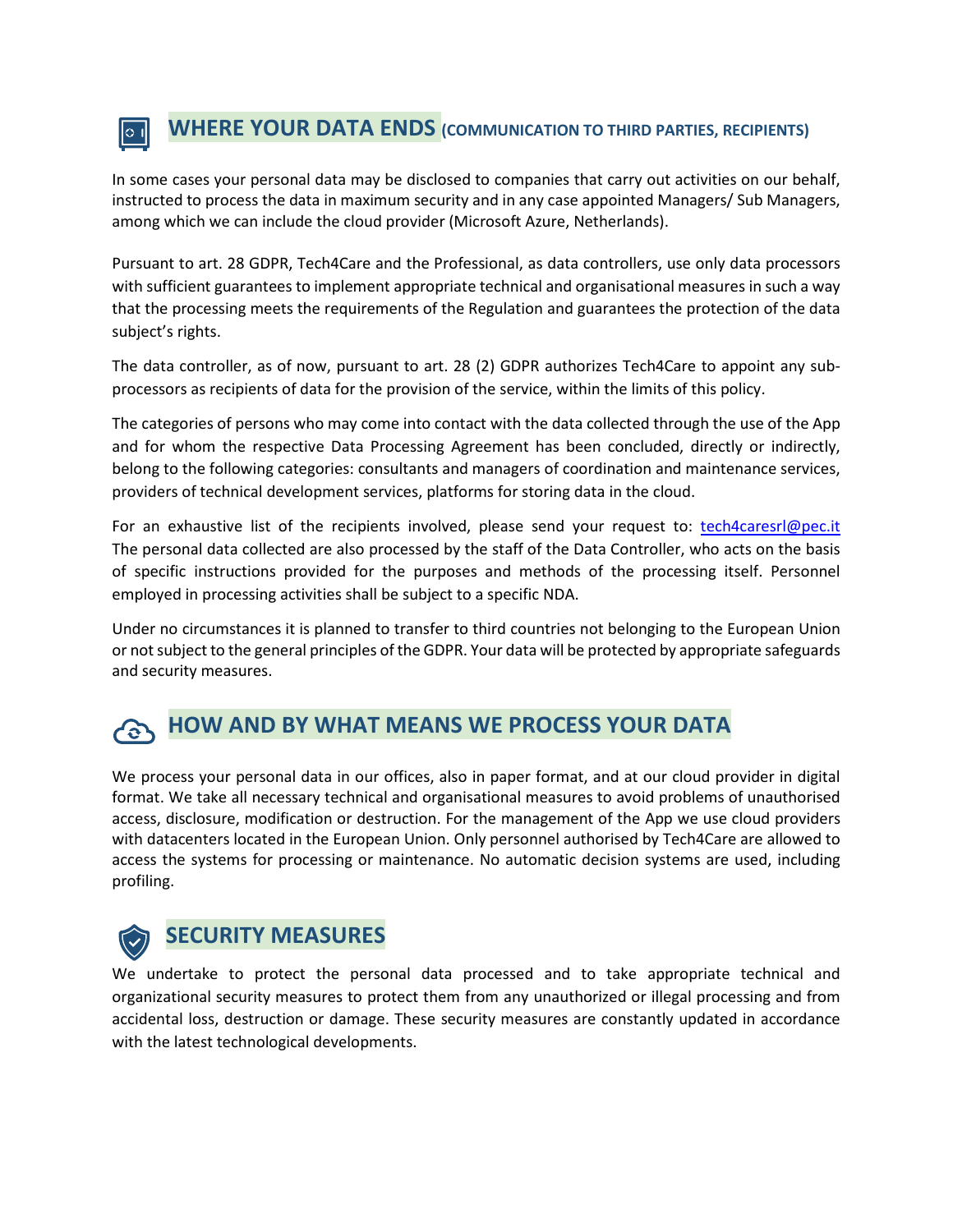## WHERE YOUR DATA ENDS (COMMUNICATION TO THIRD PARTIES, RECIPIENTS)

In some cases your personal data may be disclosed to companies that carry out activities on our behalf, instructed to process the data in maximum security and in any case appointed Managers/ Sub Managers, among which we can include the cloud provider (Microsoft Azure, Netherlands).

Pursuant to art. 28 GDPR, Tech4Care and the Professional, as data controllers, use only data processors with sufficient guarantees to implement appropriate technical and organisational measures in such a way that the processing meets the requirements of the Regulation and guarantees the protection of the data subject's rights.

The data controller, as of now, pursuant to art. 28 (2) GDPR authorizes Tech4Care to appoint any sub-processors as recipients of data for the provision of the service, within the limits of this policy.

The categories of persons who may come into contact with the data collected through the use of the App and for whom the respective Data Processing Agreement has been concluded, directly or indirectly, belong to the following categories: consultants and managers of coordination and maintenance services, providers of technical development services, platforms for storing data in the cloud.

For an exhaustive list of the recipients involved, please send your request to: tech4caresrl@pec.it
The personal data collected are also processed by the staff of the Data Controller, who acts on the basis of specific instructions provided for the purposes and methods of the processing itself. Personnel employed in processing activities shall be subject to a specific NDA.

Under no circumstances it is planned to transfer to third countries not belonging to the European Union or not subject to the general principles of the GDPR. Your data will be protected by appropriate safeguards and security measures.

## HOW AND BY WHAT MEANS WE PROCESS YOUR DATA

We process your personal data in our offices, also in paper format, and at our cloud provider in digital format. We take all necessary technical and organisational measures to avoid problems of unauthorised access, disclosure, modification or destruction. For the management of the App we use cloud providers with datacenters located in the European Union. Only personnel authorised by Tech4Care are allowed to access the systems for processing or maintenance. No automatic decision systems are used, including profiling.

## SECURITY MEASURES

We undertake to protect the personal data processed and to take appropriate technical and organizational security measures to protect them from any unauthorized or illegal processing and from accidental loss, destruction or damage. These security measures are constantly updated in accordance with the latest technological developments.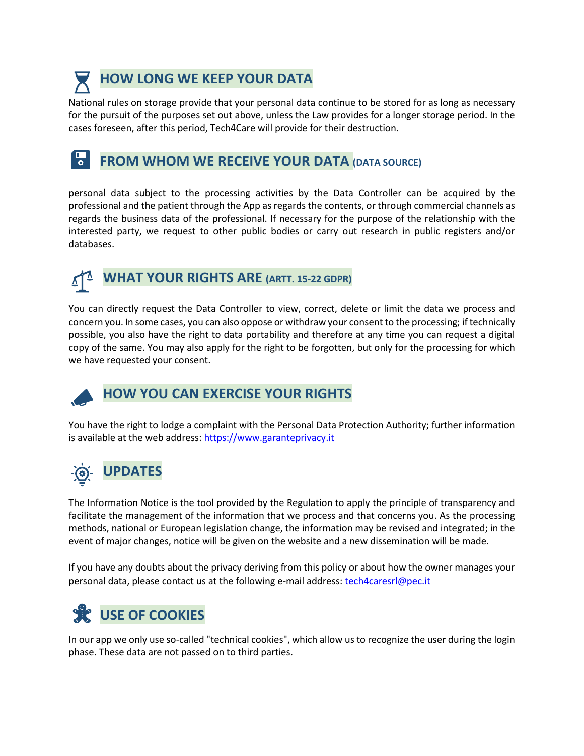## HOW LONG WE KEEP YOUR DATA

National rules on storage provide that your personal data continue to be stored for as long as necessary for the pursuit of the purposes set out above, unless the Law provides for a longer storage period. In the cases foreseen, after this period, Tech4Care will provide for their destruction.

## FROM WHOM WE RECEIVE YOUR DATA (DATA SOURCE)

personal data subject to the processing activities by the Data Controller can be acquired by the professional and the patient through the App as regards the contents, or through commercial channels as regards the business data of the professional. If necessary for the purpose of the relationship with the interested party, we request to other public bodies or carry out research in public registers and/or databases.

## WHAT YOUR RIGHTS ARE (ARTT. 15-22 GDPR)

You can directly request the Data Controller to view, correct, delete or limit the data we process and concern you. In some cases, you can also oppose or withdraw your consent to the processing; if technically possible, you also have the right to data portability and therefore at any time you can request a digital copy of the same. You may also apply for the right to be forgotten, but only for the processing for which we have requested your consent.

## HOW YOU CAN EXERCISE YOUR RIGHTS

You have the right to lodge a complaint with the Personal Data Protection Authority; further information is available at the web address: [https://www.garanteprivacy.it](https://www.garanteprivacy.it)

## UPDATES

The Information Notice is the tool provided by the Regulation to apply the principle of transparency and facilitate the management of the information that we process and that concerns you. As the processing methods, national or European legislation change, the information may be revised and integrated; in the event of major changes, notice will be given on the website and a new dissemination will be made.

If you have any doubts about the privacy deriving from this policy or about how the owner manages your personal data, please contact us at the following e-mail address: [tech4caresrl@pec.it](mailto:tech4caresrl@pec.it)

## USE OF COOKIES

In our app we only use so-called "technical cookies", which allow us to recognize the user during the login phase. These data are not passed on to third parties.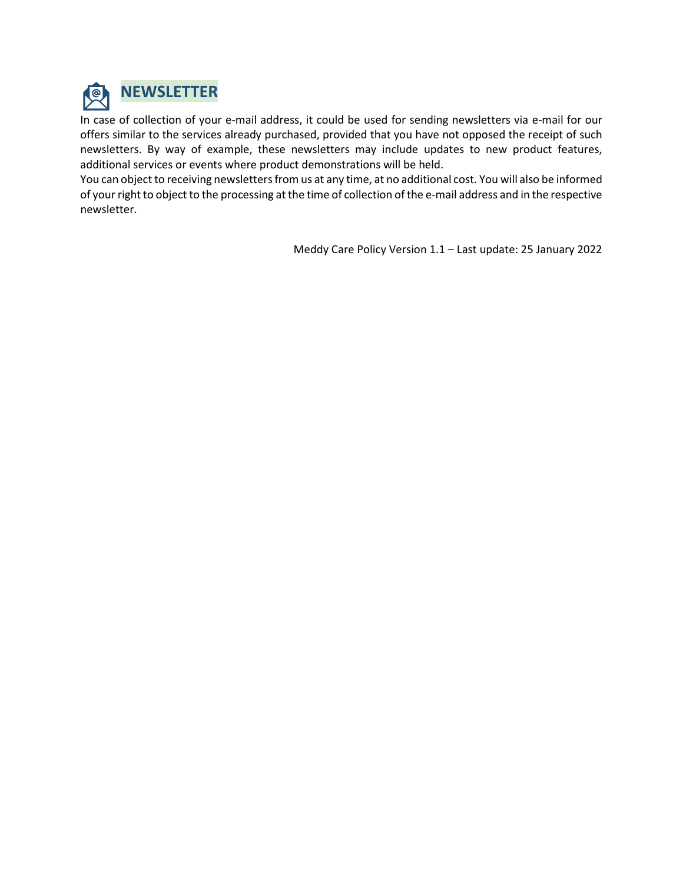## NEWSLETTER

In case of collection of your e-mail address, it could be used for sending newsletters via e-mail for our offers similar to the services already purchased, provided that you have not opposed the receipt of such newsletters. By way of example, these newsletters may include updates to new product features, additional services or events where product demonstrations will be held.

You can object to receiving newsletters from us at any time, at no additional cost. You will also be informed of your right to object to the processing at the time of collection of the e-mail address and in the respective newsletter.

Meddy Care Policy Version 1.1 – Last update: 25 January 2022